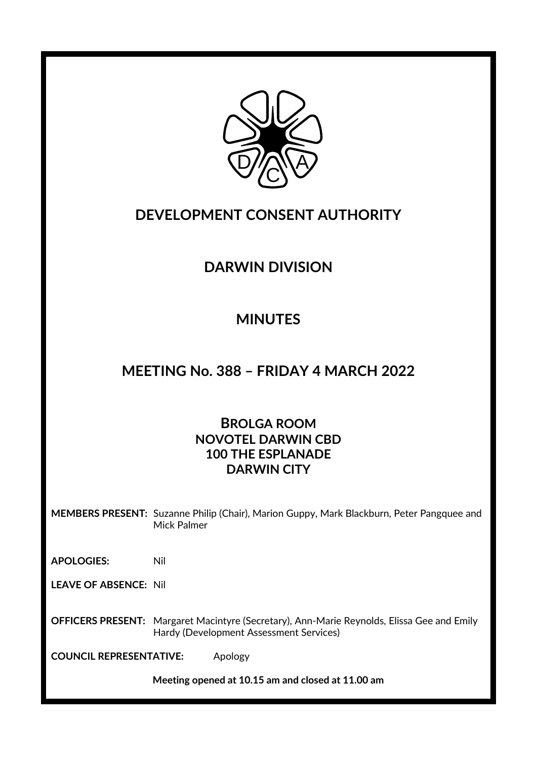# DEVELOPMENT CONSENT AUTHORITY

## DARWIN DIVISION

## MINUTES

## MEETING No. 388 – FRIDAY 4 MARCH 2022

**BROLGA ROOM**
**NOVOTEL DARWIN CBD**
**100 THE ESPLANADE**
**DARWIN CITY**

**MEMBERS PRESENT:** Suzanne Philip (Chair), Marion Guppy, Mark Blackburn, Peter Pangquee and Mick Palmer

**APOLOGIES:** Nil

**LEAVE OF ABSENCE:** Nil

**OFFICERS PRESENT:** Margaret Macintyre (Secretary), Ann-Marie Reynolds, Elissa Gee and Emily Hardy (Development Assessment Services)

**COUNCIL REPRESENTATIVE:** Apology

**Meeting opened at 10.15 am and closed at 11.00 am**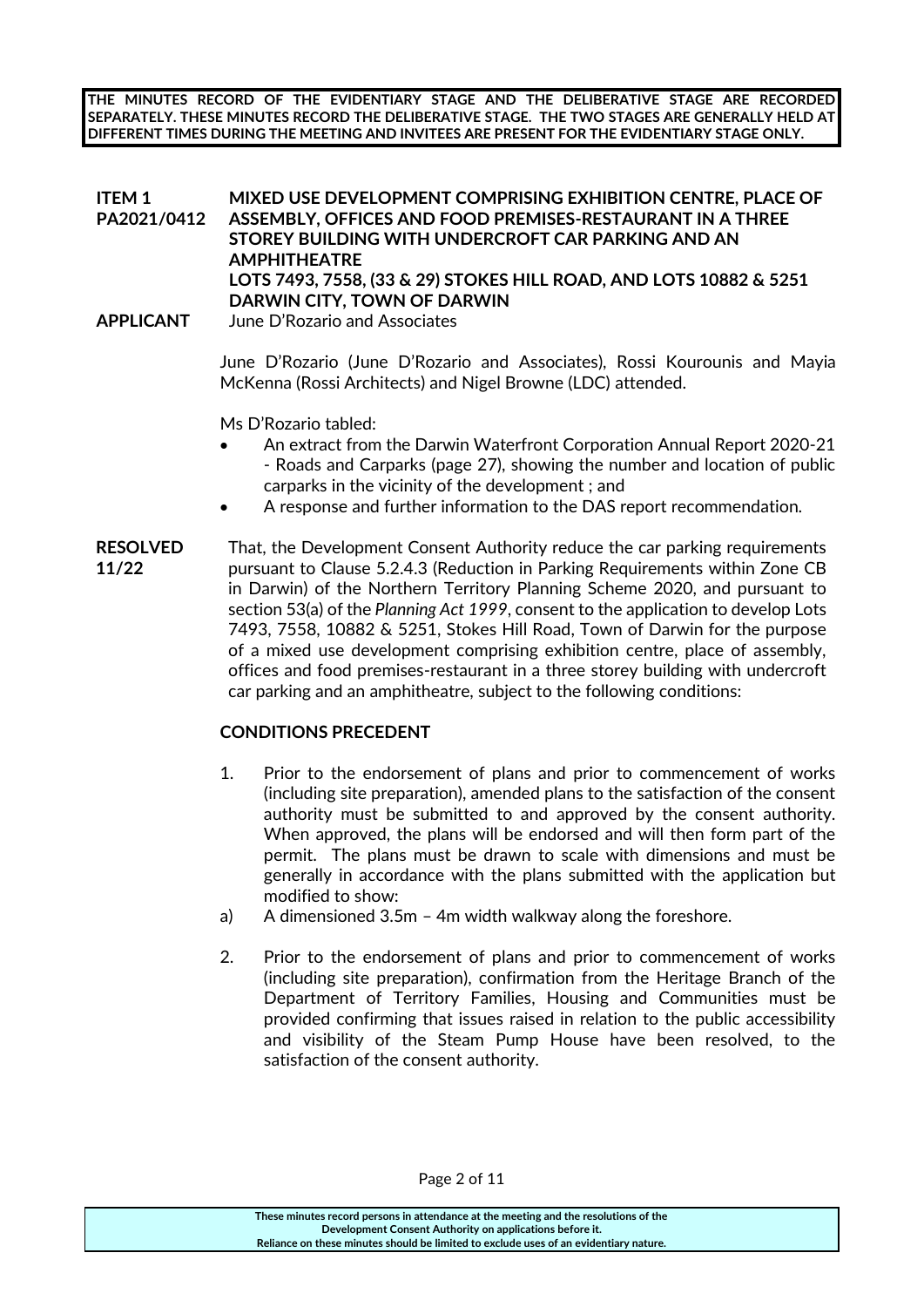**THE MINUTES RECORD OF THE EVIDENTIARY STAGE AND THE DELIBERATIVE STAGE ARE RECORDED SEPARATELY. THESE MINUTES RECORD THE DELIBERATIVE STAGE. THE TWO STAGES ARE GENERALLY HELD AT DIFFERENT TIMES DURING THE MEETING AND INVITEES ARE PRESENT FOR THE EVIDENTIARY STAGE ONLY.**

**ITEM 1**
**PA2021/0412**

**MIXED USE DEVELOPMENT COMPRISING EXHIBITION CENTRE, PLACE OF ASSEMBLY, OFFICES AND FOOD PREMISES-RESTAURANT IN A THREE STOREY BUILDING WITH UNDERCROFT CAR PARKING AND AN AMPHITHEATRE**
**LOTS 7493, 7558, (33 & 29) STOKES HILL ROAD, AND LOTS 10882 & 5251 DARWIN CITY, TOWN OF DARWIN**

**APPLICANT** June D'Rozario and Associates

June D'Rozario (June D'Rozario and Associates), Rossi Kourounis and Mayia McKenna (Rossi Architects) and Nigel Browne (LDC) attended.

Ms D'Rozario tabled:

- An extract from the Darwin Waterfront Corporation Annual Report 2020-21 - Roads and Carparks (page 27), showing the number and location of public carparks in the vicinity of the development ; and
- A response and further information to the DAS report recommendation.

**RESOLVED 11/22**

That, the Development Consent Authority reduce the car parking requirements pursuant to Clause 5.2.4.3 (Reduction in Parking Requirements within Zone CB in Darwin) of the Northern Territory Planning Scheme 2020, and pursuant to section 53(a) of the *Planning Act 1999*, consent to the application to develop Lots 7493, 7558, 10882 & 5251, Stokes Hill Road, Town of Darwin for the purpose of a mixed use development comprising exhibition centre, place of assembly, offices and food premises-restaurant in a three storey building with undercroft car parking and an amphitheatre, subject to the following conditions:

**CONDITIONS PRECEDENT**

1. Prior to the endorsement of plans and prior to commencement of works (including site preparation), amended plans to the satisfaction of the consent authority must be submitted to and approved by the consent authority. When approved, the plans will be endorsed and will then form part of the permit. The plans must be drawn to scale with dimensions and must be generally in accordance with the plans submitted with the application but modified to show:

   a) A dimensioned 3.5m – 4m width walkway along the foreshore.

2. Prior to the endorsement of plans and prior to commencement of works (including site preparation), confirmation from the Heritage Branch of the Department of Territory Families, Housing and Communities must be provided confirming that issues raised in relation to the public accessibility and visibility of the Steam Pump House have been resolved, to the satisfaction of the consent authority.

These minutes record persons in attendance at the meeting and the resolutions of the Development Consent Authority on applications before it.
Reliance on these minutes should be limited to exclude uses of an evidentiary nature.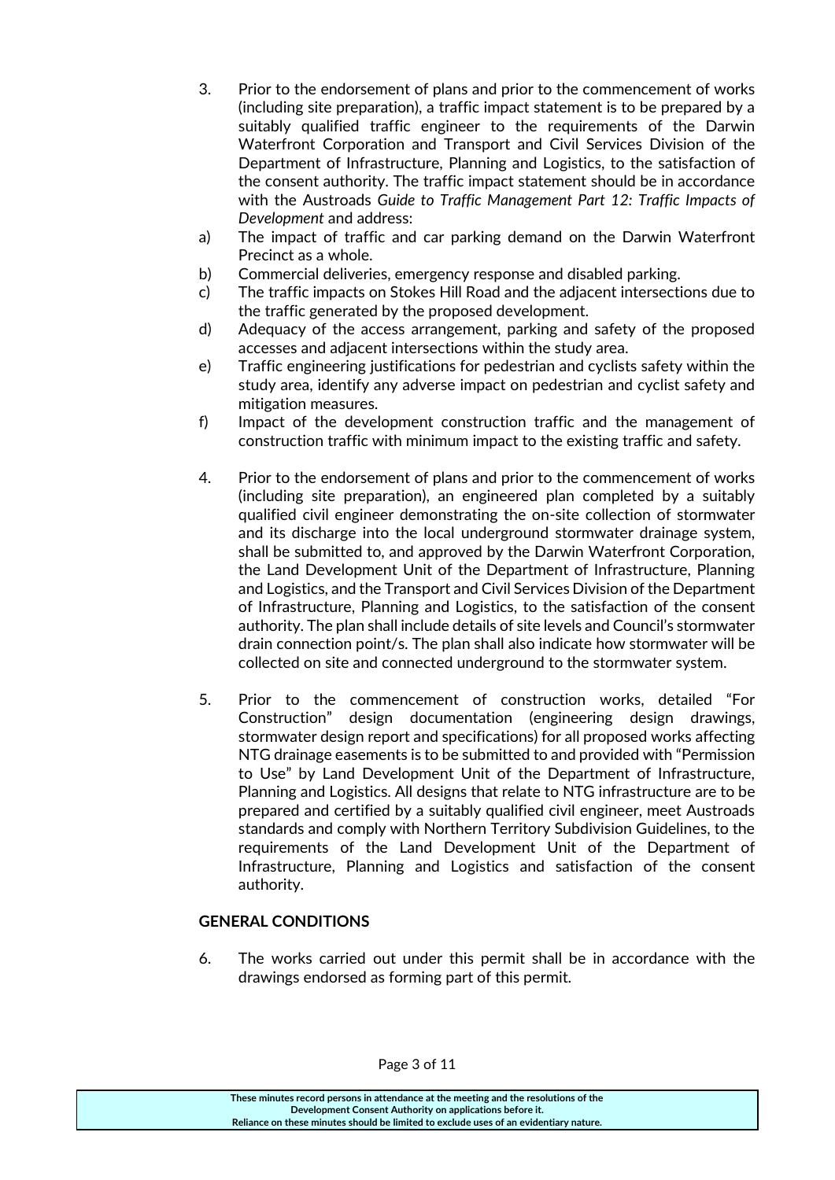3. Prior to the endorsement of plans and prior to the commencement of works (including site preparation), a traffic impact statement is to be prepared by a suitably qualified traffic engineer to the requirements of the Darwin Waterfront Corporation and Transport and Civil Services Division of the Department of Infrastructure, Planning and Logistics, to the satisfaction of the consent authority. The traffic impact statement should be in accordance with the Austroads *Guide to Traffic Management Part 12: Traffic Impacts of Development* and address:

a) The impact of traffic and car parking demand on the Darwin Waterfront Precinct as a whole.

b) Commercial deliveries, emergency response and disabled parking.

c) The traffic impacts on Stokes Hill Road and the adjacent intersections due to the traffic generated by the proposed development.

d) Adequacy of the access arrangement, parking and safety of the proposed accesses and adjacent intersections within the study area.

e) Traffic engineering justifications for pedestrian and cyclists safety within the study area, identify any adverse impact on pedestrian and cyclist safety and mitigation measures.

f) Impact of the development construction traffic and the management of construction traffic with minimum impact to the existing traffic and safety.

4. Prior to the endorsement of plans and prior to the commencement of works (including site preparation), an engineered plan completed by a suitably qualified civil engineer demonstrating the on-site collection of stormwater and its discharge into the local underground stormwater drainage system, shall be submitted to, and approved by the Darwin Waterfront Corporation, the Land Development Unit of the Department of Infrastructure, Planning and Logistics, and the Transport and Civil Services Division of the Department of Infrastructure, Planning and Logistics, to the satisfaction of the consent authority. The plan shall include details of site levels and Council's stormwater drain connection point/s. The plan shall also indicate how stormwater will be collected on site and connected underground to the stormwater system.

5. Prior to the commencement of construction works, detailed "For Construction" design documentation (engineering design drawings, stormwater design report and specifications) for all proposed works affecting NTG drainage easements is to be submitted to and provided with "Permission to Use" by Land Development Unit of the Department of Infrastructure, Planning and Logistics. All designs that relate to NTG infrastructure are to be prepared and certified by a suitably qualified civil engineer, meet Austroads standards and comply with Northern Territory Subdivision Guidelines, to the requirements of the Land Development Unit of the Department of Infrastructure, Planning and Logistics and satisfaction of the consent authority.

**GENERAL CONDITIONS**

6. The works carried out under this permit shall be in accordance with the drawings endorsed as forming part of this permit.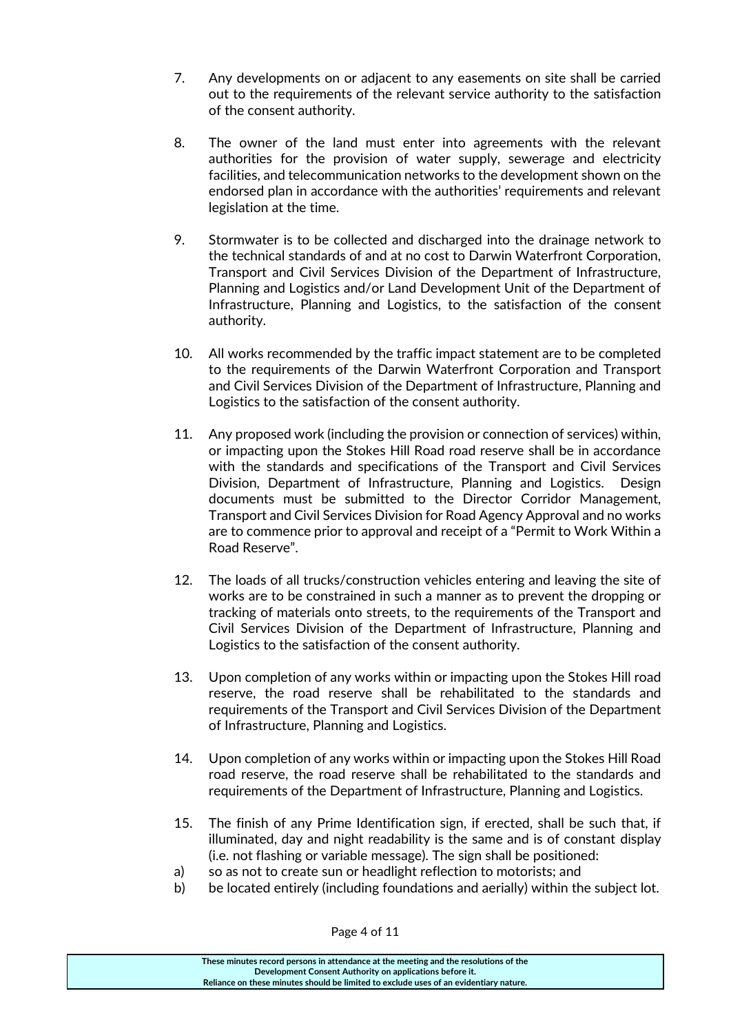7. Any developments on or adjacent to any easements on site shall be carried out to the requirements of the relevant service authority to the satisfaction of the consent authority.

8. The owner of the land must enter into agreements with the relevant authorities for the provision of water supply, sewerage and electricity facilities, and telecommunication networks to the development shown on the endorsed plan in accordance with the authorities' requirements and relevant legislation at the time.

9. Stormwater is to be collected and discharged into the drainage network to the technical standards of and at no cost to Darwin Waterfront Corporation, Transport and Civil Services Division of the Department of Infrastructure, Planning and Logistics and/or Land Development Unit of the Department of Infrastructure, Planning and Logistics, to the satisfaction of the consent authority.

10. All works recommended by the traffic impact statement are to be completed to the requirements of the Darwin Waterfront Corporation and Transport and Civil Services Division of the Department of Infrastructure, Planning and Logistics to the satisfaction of the consent authority.

11. Any proposed work (including the provision or connection of services) within, or impacting upon the Stokes Hill Road road reserve shall be in accordance with the standards and specifications of the Transport and Civil Services Division, Department of Infrastructure, Planning and Logistics. Design documents must be submitted to the Director Corridor Management, Transport and Civil Services Division for Road Agency Approval and no works are to commence prior to approval and receipt of a "Permit to Work Within a Road Reserve".

12. The loads of all trucks/construction vehicles entering and leaving the site of works are to be constrained in such a manner as to prevent the dropping or tracking of materials onto streets, to the requirements of the Transport and Civil Services Division of the Department of Infrastructure, Planning and Logistics to the satisfaction of the consent authority.

13. Upon completion of any works within or impacting upon the Stokes Hill road reserve, the road reserve shall be rehabilitated to the standards and requirements of the Transport and Civil Services Division of the Department of Infrastructure, Planning and Logistics.

14. Upon completion of any works within or impacting upon the Stokes Hill Road road reserve, the road reserve shall be rehabilitated to the standards and requirements of the Department of Infrastructure, Planning and Logistics.

15. The finish of any Prime Identification sign, if erected, shall be such that, if illuminated, day and night readability is the same and is of constant display (i.e. not flashing or variable message). The sign shall be positioned:

a) so as not to create sun or headlight reflection to motorists; and

b) be located entirely (including foundations and aerially) within the subject lot.

**These minutes record persons in attendance at the meeting and the resolutions of the Development Consent Authority on applications before it.**
**Reliance on these minutes should be limited to exclude uses of an evidentiary nature.**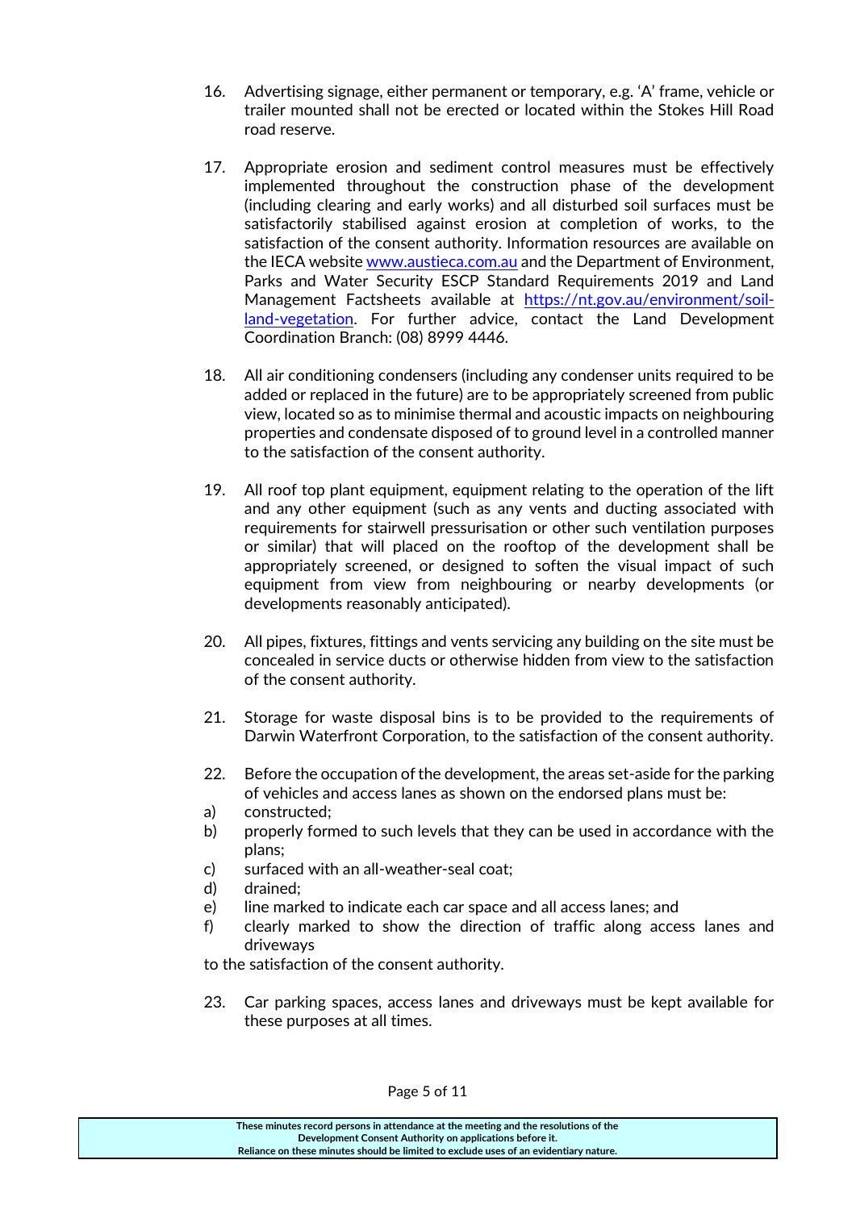16. Advertising signage, either permanent or temporary, e.g. 'A' frame, vehicle or trailer mounted shall not be erected or located within the Stokes Hill Road road reserve.

17. Appropriate erosion and sediment control measures must be effectively implemented throughout the construction phase of the development (including clearing and early works) and all disturbed soil surfaces must be satisfactorily stabilised against erosion at completion of works, to the satisfaction of the consent authority. Information resources are available on the IECA website [www.austieca.com.au](http://www.austieca.com.au) and the Department of Environment, Parks and Water Security ESCP Standard Requirements 2019 and Land Management Factsheets available at [https://nt.gov.au/environment/soil-land-vegetation](https://nt.gov.au/environment/soil-land-vegetation). For further advice, contact the Land Development Coordination Branch: (08) 8999 4446.

18. All air conditioning condensers (including any condenser units required to be added or replaced in the future) are to be appropriately screened from public view, located so as to minimise thermal and acoustic impacts on neighbouring properties and condensate disposed of to ground level in a controlled manner to the satisfaction of the consent authority.

19. All roof top plant equipment, equipment relating to the operation of the lift and any other equipment (such as any vents and ducting associated with requirements for stairwell pressurisation or other such ventilation purposes or similar) that will placed on the rooftop of the development shall be appropriately screened, or designed to soften the visual impact of such equipment from view from neighbouring or nearby developments (or developments reasonably anticipated).

20. All pipes, fixtures, fittings and vents servicing any building on the site must be concealed in service ducts or otherwise hidden from view to the satisfaction of the consent authority.

21. Storage for waste disposal bins is to be provided to the requirements of Darwin Waterfront Corporation, to the satisfaction of the consent authority.

22. Before the occupation of the development, the areas set-aside for the parking of vehicles and access lanes as shown on the endorsed plans must be:

a) constructed;
b) properly formed to such levels that they can be used in accordance with the plans;
c) surfaced with an all-weather-seal coat;
d) drained;
e) line marked to indicate each car space and all access lanes; and
f) clearly marked to show the direction of traffic along access lanes and driveways

to the satisfaction of the consent authority.

23. Car parking spaces, access lanes and driveways must be kept available for these purposes at all times.

These minutes record persons in attendance at the meeting and the resolutions of the Development Consent Authority on applications before it.
Reliance on these minutes should be limited to exclude uses of an evidentiary nature.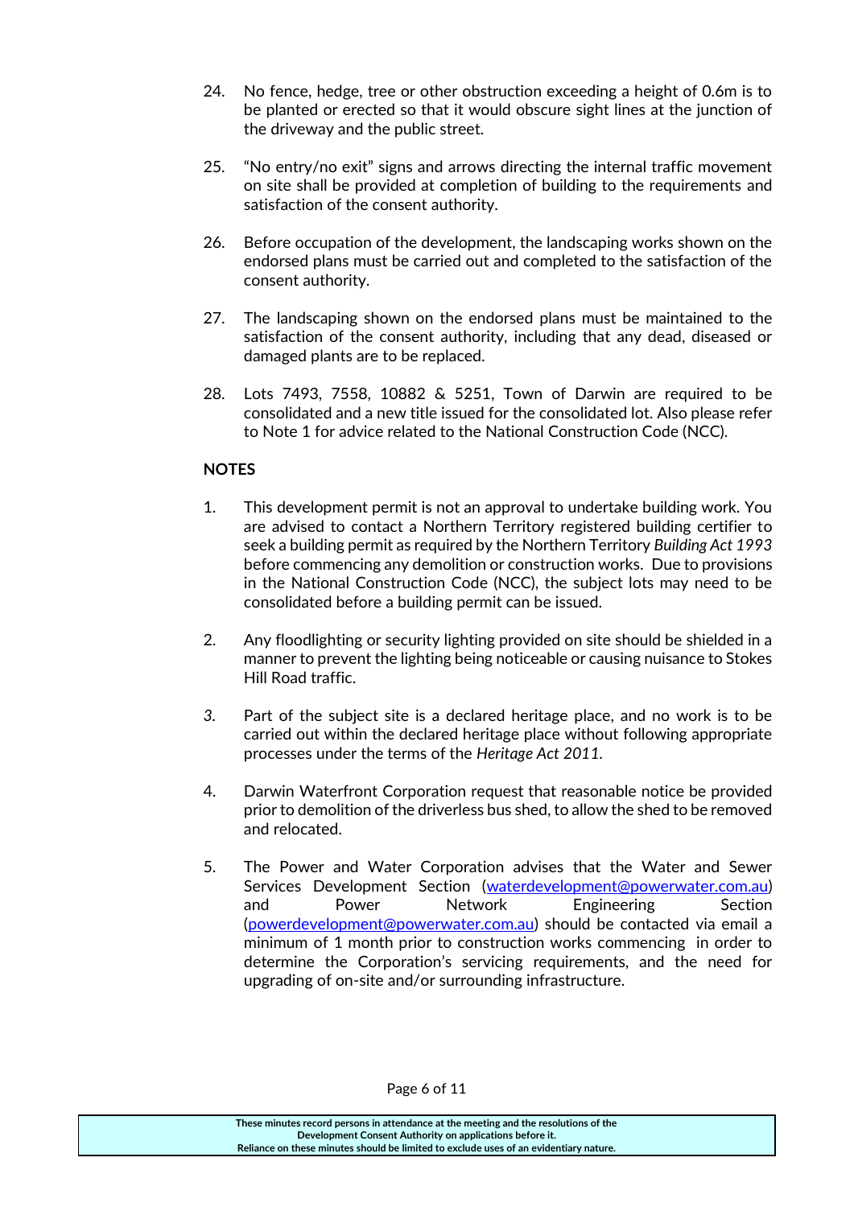24. No fence, hedge, tree or other obstruction exceeding a height of 0.6m is to be planted or erected so that it would obscure sight lines at the junction of the driveway and the public street.

25. "No entry/no exit" signs and arrows directing the internal traffic movement on site shall be provided at completion of building to the requirements and satisfaction of the consent authority.

26. Before occupation of the development, the landscaping works shown on the endorsed plans must be carried out and completed to the satisfaction of the consent authority.

27. The landscaping shown on the endorsed plans must be maintained to the satisfaction of the consent authority, including that any dead, diseased or damaged plants are to be replaced.

28. Lots 7493, 7558, 10882 & 5251, Town of Darwin are required to be consolidated and a new title issued for the consolidated lot. Also please refer to Note 1 for advice related to the National Construction Code (NCC).

**NOTES**

1. This development permit is not an approval to undertake building work. You are advised to contact a Northern Territory registered building certifier to seek a building permit as required by the Northern Territory *Building Act 1993* before commencing any demolition or construction works. Due to provisions in the National Construction Code (NCC), the subject lots may need to be consolidated before a building permit can be issued.

2. Any floodlighting or security lighting provided on site should be shielded in a manner to prevent the lighting being noticeable or causing nuisance to Stokes Hill Road traffic.

3. Part of the subject site is a declared heritage place, and no work is to be carried out within the declared heritage place without following appropriate processes under the terms of the *Heritage Act 2011*.

4. Darwin Waterfront Corporation request that reasonable notice be provided prior to demolition of the driverless bus shed, to allow the shed to be removed and relocated.

5. The Power and Water Corporation advises that the Water and Sewer Services Development Section (waterdevelopment@powerwater.com.au) and Power Network Engineering Section (powerdevelopment@powerwater.com.au) should be contacted via email a minimum of 1 month prior to construction works commencing in order to determine the Corporation's servicing requirements, and the need for upgrading of on-site and/or surrounding infrastructure.

These minutes record persons in attendance at the meeting and the resolutions of the Development Consent Authority on applications before it.
Reliance on these minutes should be limited to exclude uses of an evidentiary nature.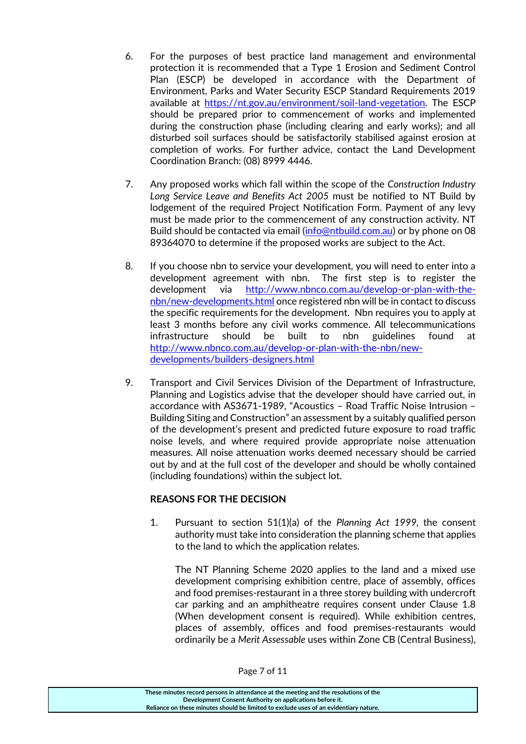6. For the purposes of best practice land management and environmental protection it is recommended that a Type 1 Erosion and Sediment Control Plan (ESCP) be developed in accordance with the Department of Environment, Parks and Water Security ESCP Standard Requirements 2019 available at https://nt.gov.au/environment/soil-land-vegetation. The ESCP should be prepared prior to commencement of works and implemented during the construction phase (including clearing and early works); and all disturbed soil surfaces should be satisfactorily stabilised against erosion at completion of works. For further advice, contact the Land Development Coordination Branch: (08) 8999 4446.

7. Any proposed works which fall within the scope of the *Construction Industry Long Service Leave and Benefits Act 2005* must be notified to NT Build by lodgement of the required Project Notification Form. Payment of any levy must be made prior to the commencement of any construction activity. NT Build should be contacted via email (info@ntbuild.com.au) or by phone on 08 89364070 to determine if the proposed works are subject to the Act.

8. If you choose nbn to service your development, you will need to enter into a development agreement with nbn. The first step is to register the development via http://www.nbnco.com.au/develop-or-plan-with-the-nbn/new-developments.html once registered nbn will be in contact to discuss the specific requirements for the development. Nbn requires you to apply at least 3 months before any civil works commence. All telecommunications infrastructure should be built to nbn guidelines found at http://www.nbnco.com.au/develop-or-plan-with-the-nbn/new-developments/builders-designers.html

9. Transport and Civil Services Division of the Department of Infrastructure, Planning and Logistics advise that the developer should have carried out, in accordance with AS3671-1989, "Acoustics – Road Traffic Noise Intrusion – Building Siting and Construction" an assessment by a suitably qualified person of the development's present and predicted future exposure to road traffic noise levels, and where required provide appropriate noise attenuation measures. All noise attenuation works deemed necessary should be carried out by and at the full cost of the developer and should be wholly contained (including foundations) within the subject lot.

**REASONS FOR THE DECISION**

1. Pursuant to section 51(1)(a) of the *Planning Act 1999*, the consent authority must take into consideration the planning scheme that applies to the land to which the application relates.

   The NT Planning Scheme 2020 applies to the land and a mixed use development comprising exhibition centre, place of assembly, offices and food premises-restaurant in a three storey building with undercroft car parking and an amphitheatre requires consent under Clause 1.8 (When development consent is required). While exhibition centres, places of assembly, offices and food premises-restaurants would ordinarily be a *Merit Assessable* uses within Zone CB (Central Business),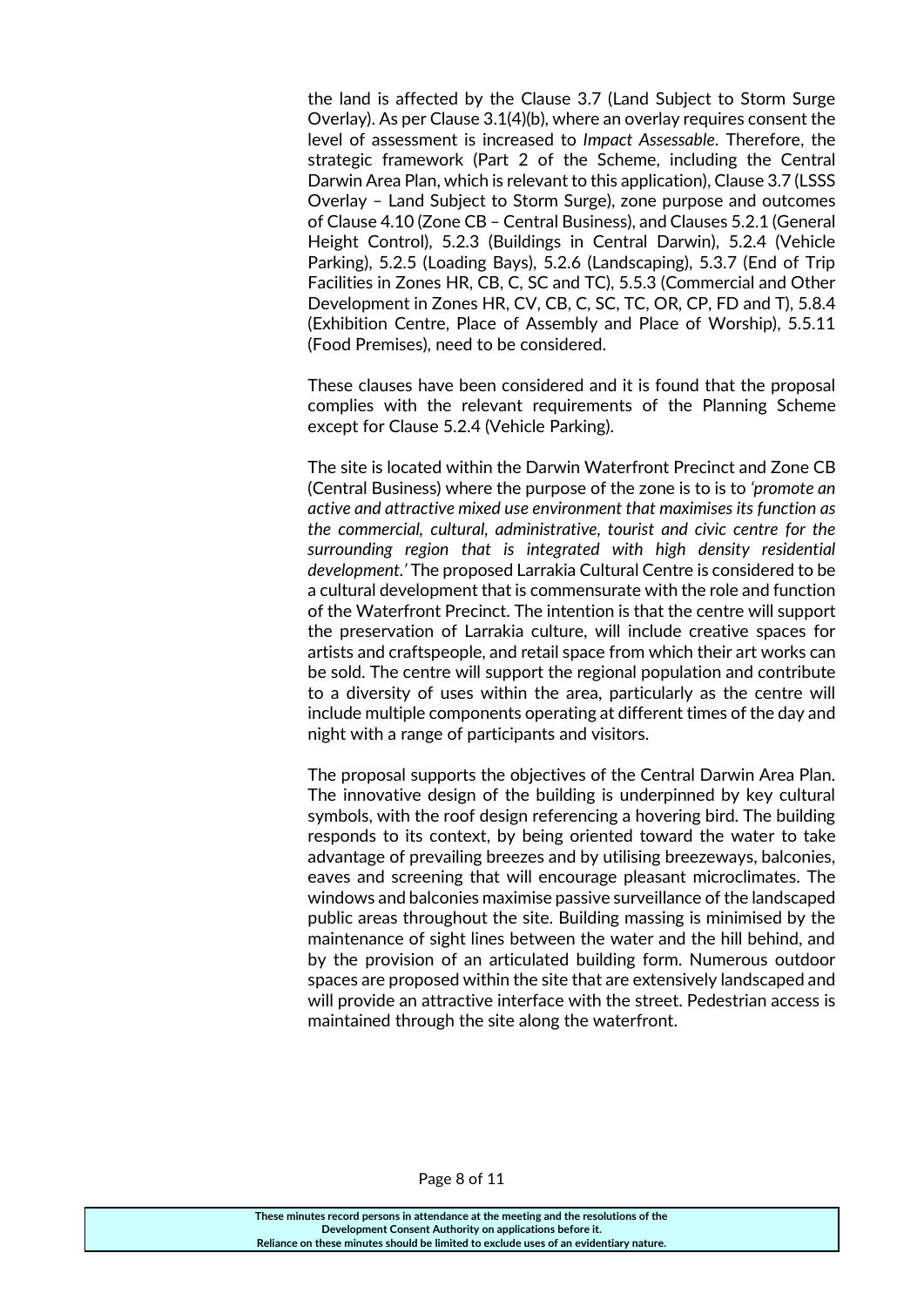the land is affected by the Clause 3.7 (Land Subject to Storm Surge Overlay). As per Clause 3.1(4)(b), where an overlay requires consent the level of assessment is increased to *Impact Assessable*. Therefore, the strategic framework (Part 2 of the Scheme, including the Central Darwin Area Plan, which is relevant to this application), Clause 3.7 (LSSS Overlay – Land Subject to Storm Surge), zone purpose and outcomes of Clause 4.10 (Zone CB – Central Business), and Clauses 5.2.1 (General Height Control), 5.2.3 (Buildings in Central Darwin), 5.2.4 (Vehicle Parking), 5.2.5 (Loading Bays), 5.2.6 (Landscaping), 5.3.7 (End of Trip Facilities in Zones HR, CB, C, SC and TC), 5.5.3 (Commercial and Other Development in Zones HR, CV, CB, C, SC, TC, OR, CP, FD and T), 5.8.4 (Exhibition Centre, Place of Assembly and Place of Worship), 5.5.11 (Food Premises), need to be considered.

These clauses have been considered and it is found that the proposal complies with the relevant requirements of the Planning Scheme except for Clause 5.2.4 (Vehicle Parking).

The site is located within the Darwin Waterfront Precinct and Zone CB (Central Business) where the purpose of the zone is to is to *'promote an active and attractive mixed use environment that maximises its function as the commercial, cultural, administrative, tourist and civic centre for the surrounding region that is integrated with high density residential development.'* The proposed Larrakia Cultural Centre is considered to be a cultural development that is commensurate with the role and function of the Waterfront Precinct. The intention is that the centre will support the preservation of Larrakia culture, will include creative spaces for artists and craftspeople, and retail space from which their art works can be sold. The centre will support the regional population and contribute to a diversity of uses within the area, particularly as the centre will include multiple components operating at different times of the day and night with a range of participants and visitors.

The proposal supports the objectives of the Central Darwin Area Plan. The innovative design of the building is underpinned by key cultural symbols, with the roof design referencing a hovering bird. The building responds to its context, by being oriented toward the water to take advantage of prevailing breezes and by utilising breezeways, balconies, eaves and screening that will encourage pleasant microclimates. The windows and balconies maximise passive surveillance of the landscaped public areas throughout the site. Building massing is minimised by the maintenance of sight lines between the water and the hill behind, and by the provision of an articulated building form. Numerous outdoor spaces are proposed within the site that are extensively landscaped and will provide an attractive interface with the street. Pedestrian access is maintained through the site along the waterfront.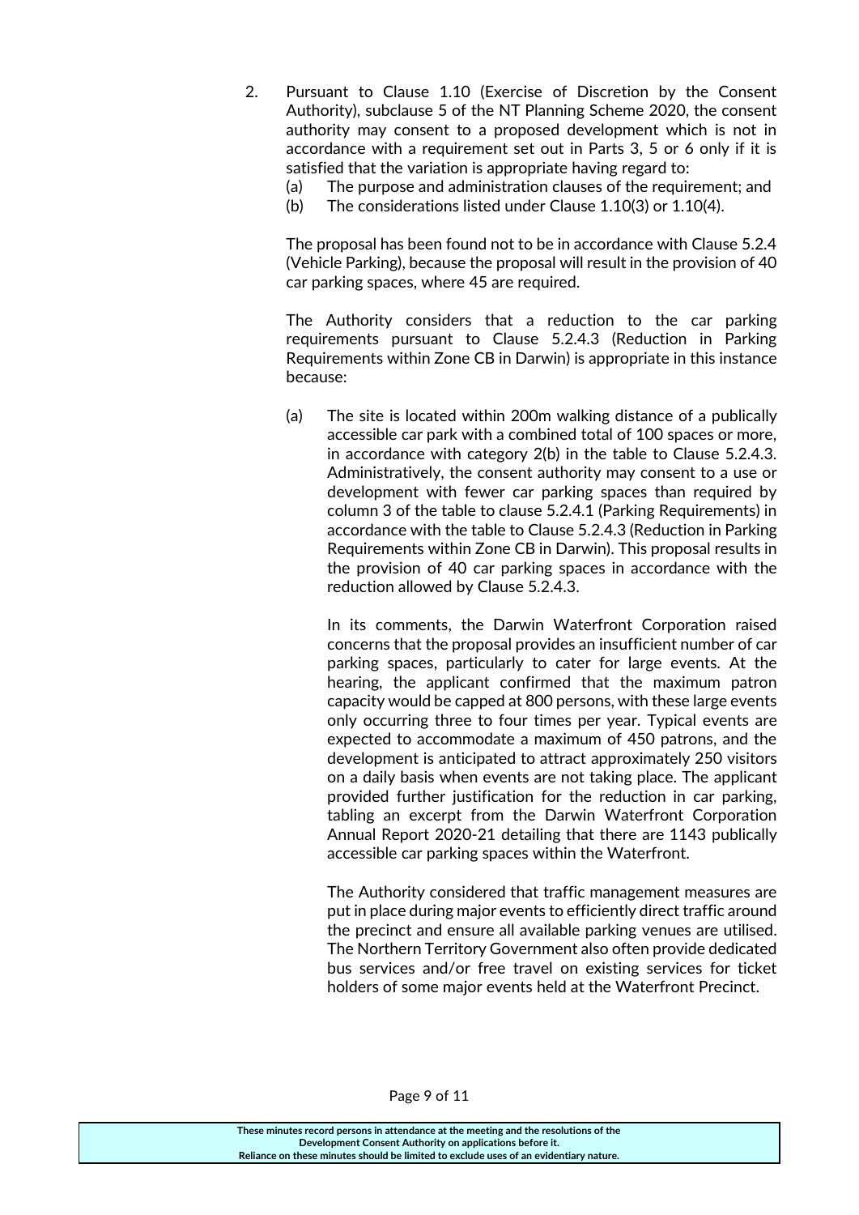2. Pursuant to Clause 1.10 (Exercise of Discretion by the Consent Authority), subclause 5 of the NT Planning Scheme 2020, the consent authority may consent to a proposed development which is not in accordance with a requirement set out in Parts 3, 5 or 6 only if it is satisfied that the variation is appropriate having regard to:
   (a) The purpose and administration clauses of the requirement; and
   (b) The considerations listed under Clause 1.10(3) or 1.10(4).

   The proposal has been found not to be in accordance with Clause 5.2.4 (Vehicle Parking), because the proposal will result in the provision of 40 car parking spaces, where 45 are required.

   The Authority considers that a reduction to the car parking requirements pursuant to Clause 5.2.4.3 (Reduction in Parking Requirements within Zone CB in Darwin) is appropriate in this instance because:

   (a) The site is located within 200m walking distance of a publically accessible car park with a combined total of 100 spaces or more, in accordance with category 2(b) in the table to Clause 5.2.4.3. Administratively, the consent authority may consent to a use or development with fewer car parking spaces than required by column 3 of the table to clause 5.2.4.1 (Parking Requirements) in accordance with the table to Clause 5.2.4.3 (Reduction in Parking Requirements within Zone CB in Darwin). This proposal results in the provision of 40 car parking spaces in accordance with the reduction allowed by Clause 5.2.4.3.

       In its comments, the Darwin Waterfront Corporation raised concerns that the proposal provides an insufficient number of car parking spaces, particularly to cater for large events. At the hearing, the applicant confirmed that the maximum patron capacity would be capped at 800 persons, with these large events only occurring three to four times per year. Typical events are expected to accommodate a maximum of 450 patrons, and the development is anticipated to attract approximately 250 visitors on a daily basis when events are not taking place. The applicant provided further justification for the reduction in car parking, tabling an excerpt from the Darwin Waterfront Corporation Annual Report 2020-21 detailing that there are 1143 publically accessible car parking spaces within the Waterfront.

       The Authority considered that traffic management measures are put in place during major events to efficiently direct traffic around the precinct and ensure all available parking venues are utilised. The Northern Territory Government also often provide dedicated bus services and/or free travel on existing services for ticket holders of some major events held at the Waterfront Precinct.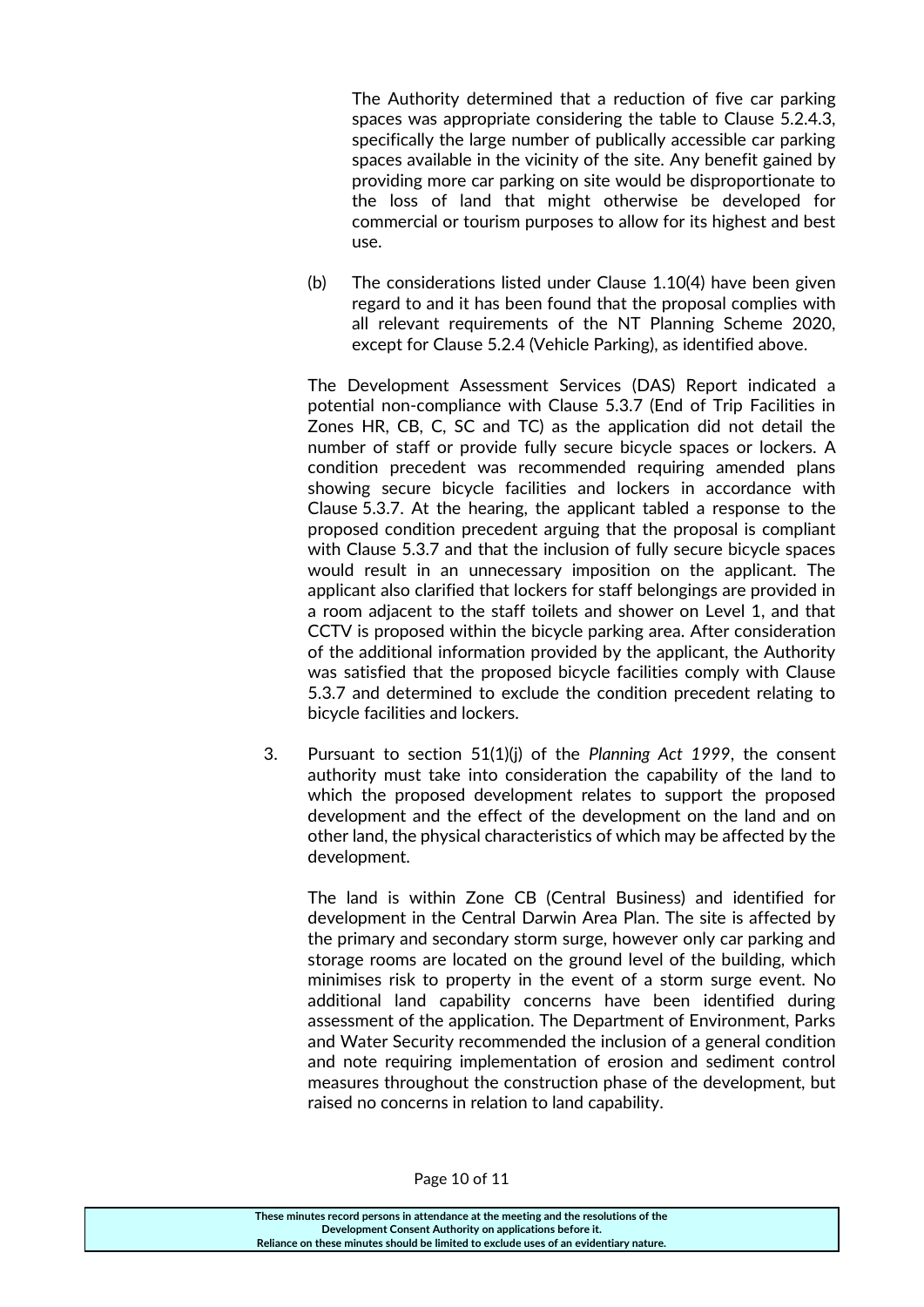The Authority determined that a reduction of five car parking spaces was appropriate considering the table to Clause 5.2.4.3, specifically the large number of publically accessible car parking spaces available in the vicinity of the site. Any benefit gained by providing more car parking on site would be disproportionate to the loss of land that might otherwise be developed for commercial or tourism purposes to allow for its highest and best use.

(b) The considerations listed under Clause 1.10(4) have been given regard to and it has been found that the proposal complies with all relevant requirements of the NT Planning Scheme 2020, except for Clause 5.2.4 (Vehicle Parking), as identified above.

The Development Assessment Services (DAS) Report indicated a potential non-compliance with Clause 5.3.7 (End of Trip Facilities in Zones HR, CB, C, SC and TC) as the application did not detail the number of staff or provide fully secure bicycle spaces or lockers. A condition precedent was recommended requiring amended plans showing secure bicycle facilities and lockers in accordance with Clause 5.3.7. At the hearing, the applicant tabled a response to the proposed condition precedent arguing that the proposal is compliant with Clause 5.3.7 and that the inclusion of fully secure bicycle spaces would result in an unnecessary imposition on the applicant. The applicant also clarified that lockers for staff belongings are provided in a room adjacent to the staff toilets and shower on Level 1, and that CCTV is proposed within the bicycle parking area. After consideration of the additional information provided by the applicant, the Authority was satisfied that the proposed bicycle facilities comply with Clause 5.3.7 and determined to exclude the condition precedent relating to bicycle facilities and lockers.

3. Pursuant to section 51(1)(j) of the *Planning Act 1999*, the consent authority must take into consideration the capability of the land to which the proposed development relates to support the proposed development and the effect of the development on the land and on other land, the physical characteristics of which may be affected by the development.

   The land is within Zone CB (Central Business) and identified for development in the Central Darwin Area Plan. The site is affected by the primary and secondary storm surge, however only car parking and storage rooms are located on the ground level of the building, which minimises risk to property in the event of a storm surge event. No additional land capability concerns have been identified during assessment of the application. The Department of Environment, Parks and Water Security recommended the inclusion of a general condition and note requiring implementation of erosion and sediment control measures throughout the construction phase of the development, but raised no concerns in relation to land capability.

**These minutes record persons in attendance at the meeting and the resolutions of the Development Consent Authority on applications before it. Reliance on these minutes should be limited to exclude uses of an evidentiary nature.**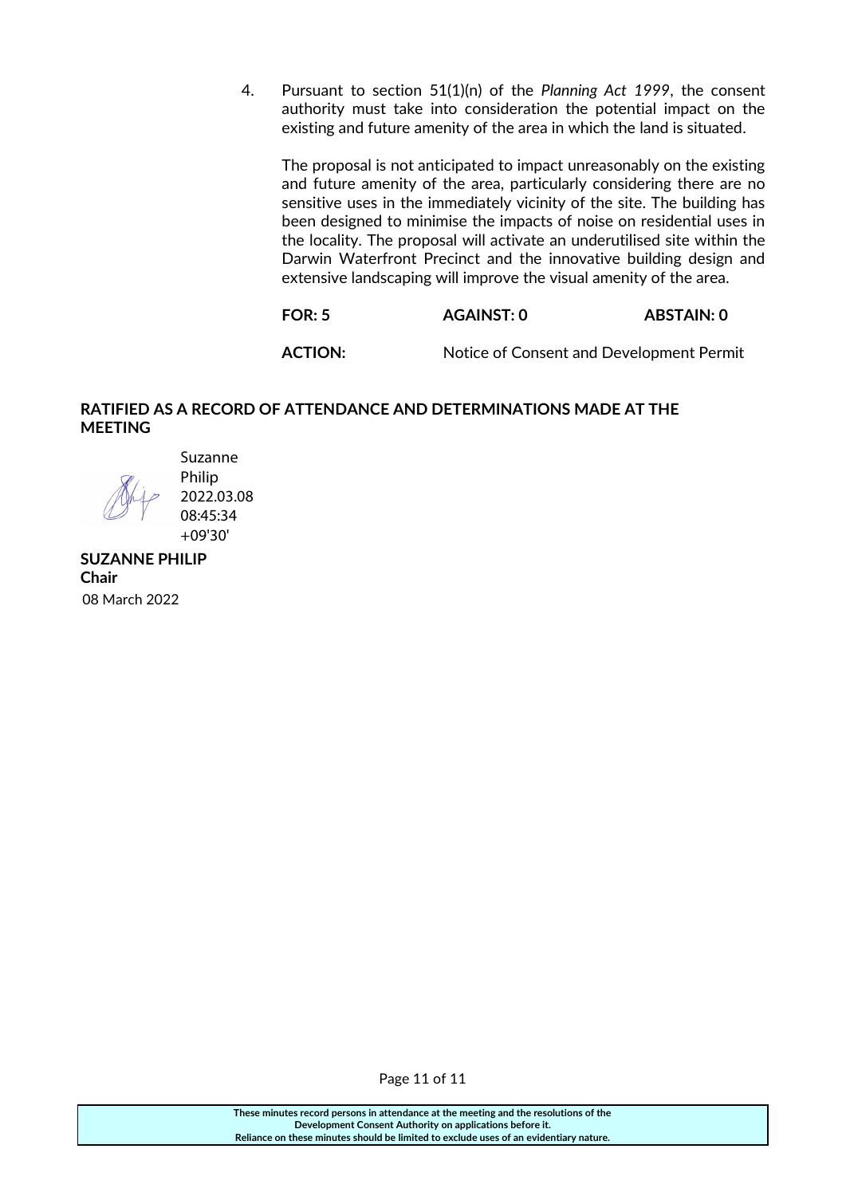4. Pursuant to section 51(1)(n) of the *Planning Act 1999*, the consent authority must take into consideration the potential impact on the existing and future amenity of the area in which the land is situated.

   The proposal is not anticipated to impact unreasonably on the existing and future amenity of the area, particularly considering there are no sensitive uses in the immediately vicinity of the site. The building has been designed to minimise the impacts of noise on residential uses in the locality. The proposal will activate an underutilised site within the Darwin Waterfront Precinct and the innovative building design and extensive landscaping will improve the visual amenity of the area.

   **FOR: 5** **AGAINST: 0** **ABSTAIN: 0**

   **ACTION:** Notice of Consent and Development Permit

**RATIFIED AS A RECORD OF ATTENDANCE AND DETERMINATIONS MADE AT THE MEETING**

Suzanne Philip 2022.03.08 08:45:34 +09'30'

**SUZANNE PHILIP**
**Chair**
08 March 2022

**These minutes record persons in attendance at the meeting and the resolutions of the Development Consent Authority on applications before it. Reliance on these minutes should be limited to exclude uses of an evidentiary nature.**